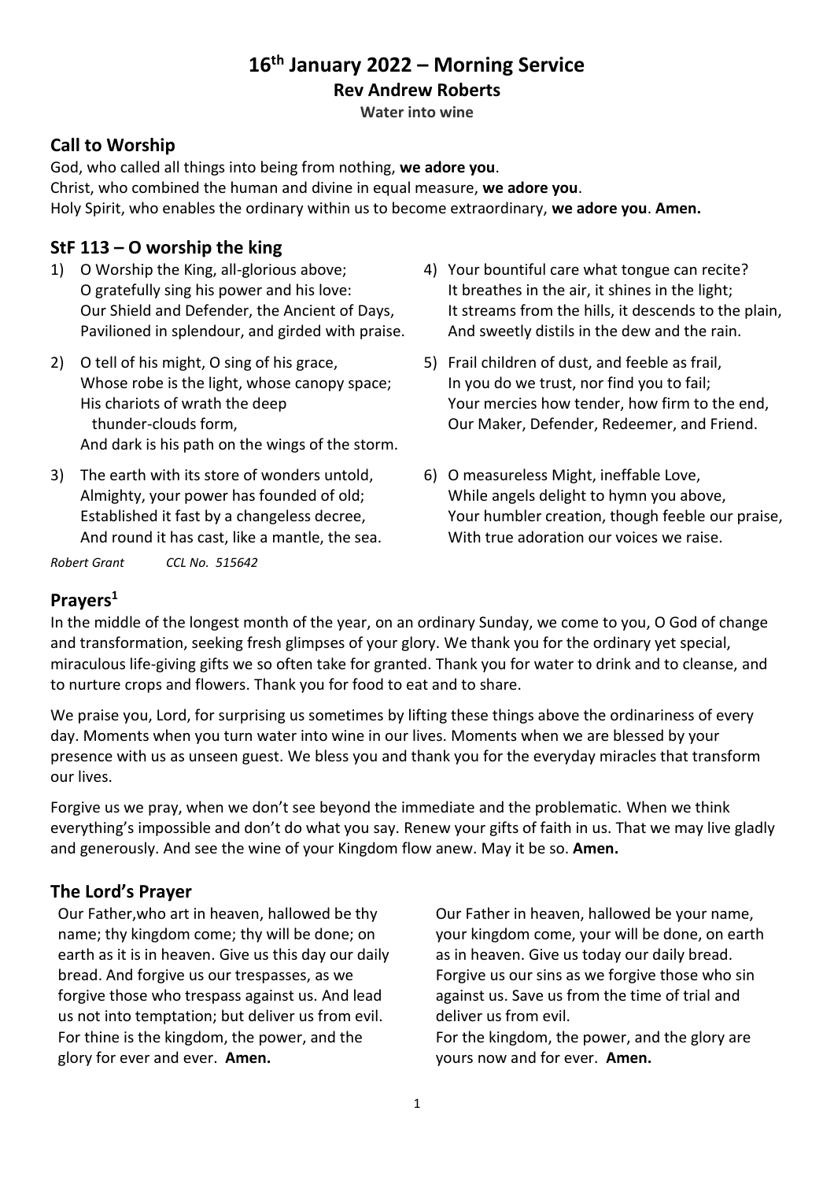# 16th January 2022 – Morning Service

**Rev Andrew Roberts**

**Water into wine**

## Call to Worship

God, who called all things into being from nothing, **we adore you**.
Christ, who combined the human and divine in equal measure, **we adore you**.
Holy Spirit, who enables the ordinary within us to become extraordinary, **we adore you**. **Amen.**

## StF 113 – O worship the king

1) O Worship the King, all-glorious above;
   O gratefully sing his power and his love:
   Our Shield and Defender, the Ancient of Days,
   Pavilioned in splendour, and girded with praise.

2) O tell of his might, O sing of his grace,
   Whose robe is the light, whose canopy space;
   His chariots of wrath the deep
   thunder-clouds form,
   And dark is his path on the wings of the storm.

3) The earth with its store of wonders untold,
   Almighty, your power has founded of old;
   Established it fast by a changeless decree,
   And round it has cast, like a mantle, the sea.

4) Your bountiful care what tongue can recite?
   It breathes in the air, it shines in the light;
   It streams from the hills, it descends to the plain,
   And sweetly distils in the dew and the rain.

5) Frail children of dust, and feeble as frail,
   In you do we trust, nor find you to fail;
   Your mercies how tender, how firm to the end,
   Our Maker, Defender, Redeemer, and Friend.

6) O measureless Might, ineffable Love,
   While angels delight to hymn you above,
   Your humbler creation, though feeble our praise,
   With true adoration our voices we raise.

*Robert Grant* *CCL No. 515642*

## Prayers[1]

In the middle of the longest month of the year, on an ordinary Sunday, we come to you, O God of change and transformation, seeking fresh glimpses of your glory. We thank you for the ordinary yet special, miraculous life-giving gifts we so often take for granted. Thank you for water to drink and to cleanse, and to nurture crops and flowers. Thank you for food to eat and to share.

We praise you, Lord, for surprising us sometimes by lifting these things above the ordinariness of every day. Moments when you turn water into wine in our lives. Moments when we are blessed by your presence with us as unseen guest. We bless you and thank you for the everyday miracles that transform our lives.

Forgive us we pray, when we don't see beyond the immediate and the problematic. When we think everything's impossible and don't do what you say. Renew your gifts of faith in us. That we may live gladly and generously. And see the wine of your Kingdom flow anew. May it be so. **Amen.**

## The Lord's Prayer

Our Father,who art in heaven, hallowed be thy name; thy kingdom come; thy will be done; on earth as it is in heaven. Give us this day our daily bread. And forgive us our trespasses, as we forgive those who trespass against us. And lead us not into temptation; but deliver us from evil. For thine is the kingdom, the power, and the glory for ever and ever. **Amen.**

Our Father in heaven, hallowed be your name, your kingdom come, your will be done, on earth as in heaven. Give us today our daily bread. Forgive us our sins as we forgive those who sin against us. Save us from the time of trial and deliver us from evil.
For the kingdom, the power, and the glory are yours now and for ever. **Amen.**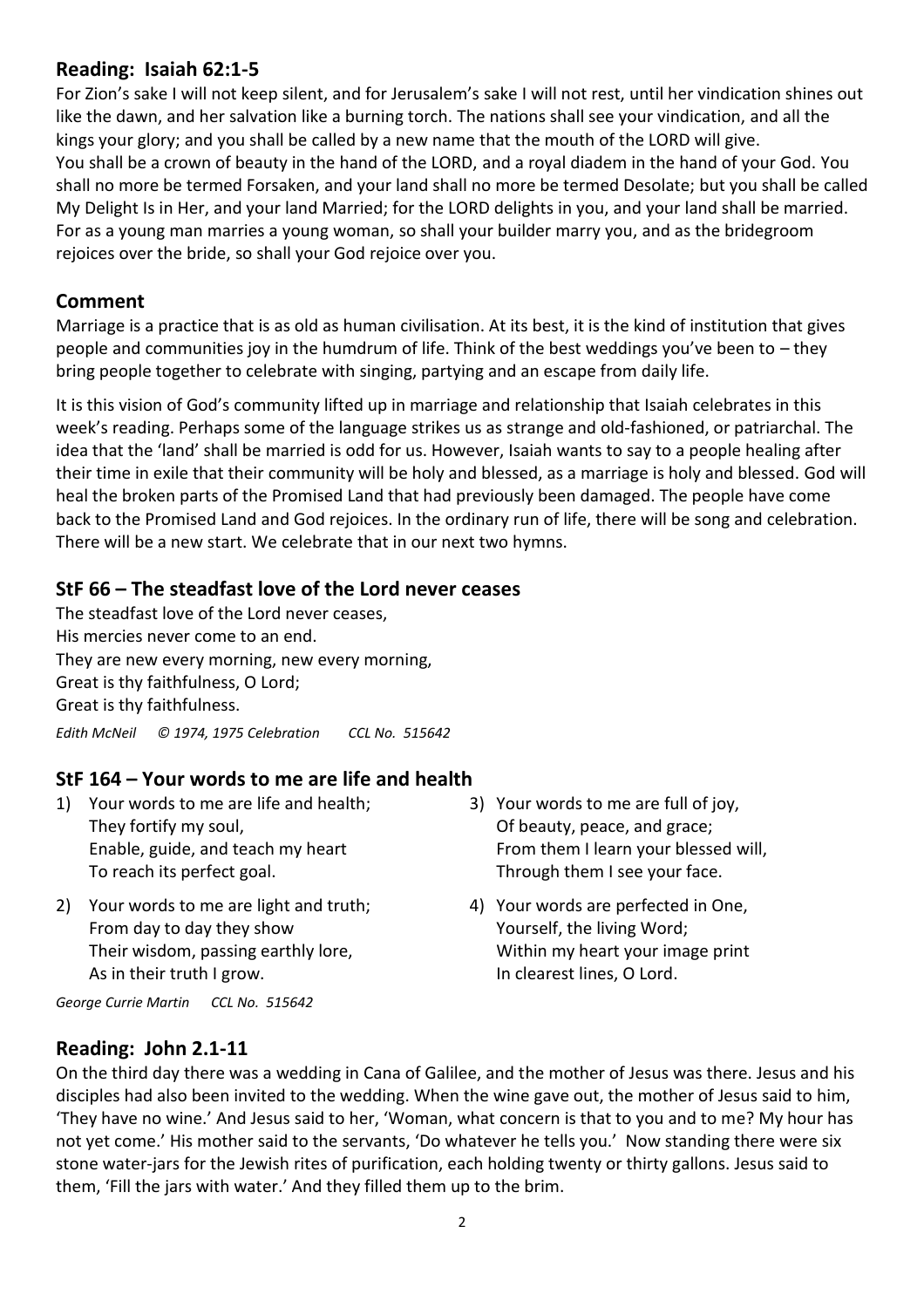## Reading: Isaiah 62:1-5

For Zion's sake I will not keep silent, and for Jerusalem's sake I will not rest, until her vindication shines out like the dawn, and her salvation like a burning torch. The nations shall see your vindication, and all the kings your glory; and you shall be called by a new name that the mouth of the LORD will give. You shall be a crown of beauty in the hand of the LORD, and a royal diadem in the hand of your God. You shall no more be termed Forsaken, and your land shall no more be termed Desolate; but you shall be called My Delight Is in Her, and your land Married; for the LORD delights in you, and your land shall be married. For as a young man marries a young woman, so shall your builder marry you, and as the bridegroom rejoices over the bride, so shall your God rejoice over you.

## Comment

Marriage is a practice that is as old as human civilisation. At its best, it is the kind of institution that gives people and communities joy in the humdrum of life. Think of the best weddings you've been to – they bring people together to celebrate with singing, partying and an escape from daily life.

It is this vision of God's community lifted up in marriage and relationship that Isaiah celebrates in this week's reading. Perhaps some of the language strikes us as strange and old-fashioned, or patriarchal. The idea that the 'land' shall be married is odd for us. However, Isaiah wants to say to a people healing after their time in exile that their community will be holy and blessed, as a marriage is holy and blessed. God will heal the broken parts of the Promised Land that had previously been damaged. The people have come back to the Promised Land and God rejoices. In the ordinary run of life, there will be song and celebration. There will be a new start. We celebrate that in our next two hymns.

## StF 66 – The steadfast love of the Lord never ceases

The steadfast love of the Lord never ceases,
His mercies never come to an end.
They are new every morning, new every morning,
Great is thy faithfulness, O Lord;
Great is thy faithfulness.

*Edith McNeil © 1974, 1975 Celebration CCL No. 515642*

## StF 164 – Your words to me are life and health

1) Your words to me are life and health;
   They fortify my soul,
   Enable, guide, and teach my heart
   To reach its perfect goal.

2) Your words to me are light and truth;
   From day to day they show
   Their wisdom, passing earthly lore,
   As in their truth I grow.

3) Your words to me are full of joy,
   Of beauty, peace, and grace;
   From them I learn your blessed will,
   Through them I see your face.

4) Your words are perfected in One,
   Yourself, the living Word;
   Within my heart your image print
   In clearest lines, O Lord.

*George Currie Martin CCL No. 515642*

## Reading: John 2.1-11

On the third day there was a wedding in Cana of Galilee, and the mother of Jesus was there. Jesus and his disciples had also been invited to the wedding. When the wine gave out, the mother of Jesus said to him, 'They have no wine.' And Jesus said to her, 'Woman, what concern is that to you and to me? My hour has not yet come.' His mother said to the servants, 'Do whatever he tells you.' Now standing there were six stone water-jars for the Jewish rites of purification, each holding twenty or thirty gallons. Jesus said to them, 'Fill the jars with water.' And they filled them up to the brim.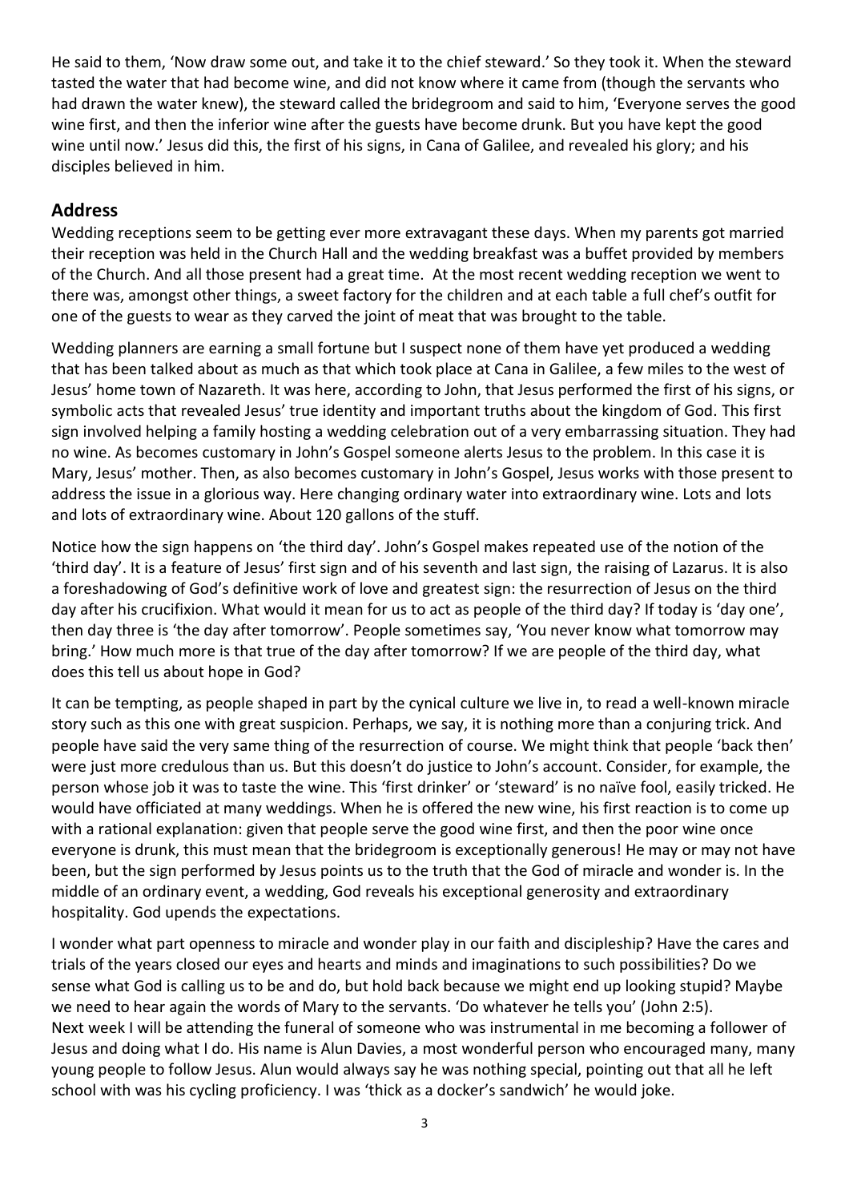He said to them, 'Now draw some out, and take it to the chief steward.' So they took it. When the steward tasted the water that had become wine, and did not know where it came from (though the servants who had drawn the water knew), the steward called the bridegroom and said to him, 'Everyone serves the good wine first, and then the inferior wine after the guests have become drunk. But you have kept the good wine until now.' Jesus did this, the first of his signs, in Cana of Galilee, and revealed his glory; and his disciples believed in him.

## Address

Wedding receptions seem to be getting ever more extravagant these days. When my parents got married their reception was held in the Church Hall and the wedding breakfast was a buffet provided by members of the Church. And all those present had a great time. At the most recent wedding reception we went to there was, amongst other things, a sweet factory for the children and at each table a full chef's outfit for one of the guests to wear as they carved the joint of meat that was brought to the table.

Wedding planners are earning a small fortune but I suspect none of them have yet produced a wedding that has been talked about as much as that which took place at Cana in Galilee, a few miles to the west of Jesus' home town of Nazareth. It was here, according to John, that Jesus performed the first of his signs, or symbolic acts that revealed Jesus' true identity and important truths about the kingdom of God. This first sign involved helping a family hosting a wedding celebration out of a very embarrassing situation. They had no wine. As becomes customary in John's Gospel someone alerts Jesus to the problem. In this case it is Mary, Jesus' mother. Then, as also becomes customary in John's Gospel, Jesus works with those present to address the issue in a glorious way. Here changing ordinary water into extraordinary wine. Lots and lots and lots of extraordinary wine. About 120 gallons of the stuff.

Notice how the sign happens on 'the third day'. John's Gospel makes repeated use of the notion of the 'third day'. It is a feature of Jesus' first sign and of his seventh and last sign, the raising of Lazarus. It is also a foreshadowing of God's definitive work of love and greatest sign: the resurrection of Jesus on the third day after his crucifixion. What would it mean for us to act as people of the third day? If today is 'day one', then day three is 'the day after tomorrow'. People sometimes say, 'You never know what tomorrow may bring.' How much more is that true of the day after tomorrow? If we are people of the third day, what does this tell us about hope in God?

It can be tempting, as people shaped in part by the cynical culture we live in, to read a well-known miracle story such as this one with great suspicion. Perhaps, we say, it is nothing more than a conjuring trick. And people have said the very same thing of the resurrection of course. We might think that people 'back then' were just more credulous than us. But this doesn't do justice to John's account. Consider, for example, the person whose job it was to taste the wine. This 'first drinker' or 'steward' is no naïve fool, easily tricked. He would have officiated at many weddings. When he is offered the new wine, his first reaction is to come up with a rational explanation: given that people serve the good wine first, and then the poor wine once everyone is drunk, this must mean that the bridegroom is exceptionally generous! He may or may not have been, but the sign performed by Jesus points us to the truth that the God of miracle and wonder is. In the middle of an ordinary event, a wedding, God reveals his exceptional generosity and extraordinary hospitality. God upends the expectations.

I wonder what part openness to miracle and wonder play in our faith and discipleship? Have the cares and trials of the years closed our eyes and hearts and minds and imaginations to such possibilities? Do we sense what God is calling us to be and do, but hold back because we might end up looking stupid? Maybe we need to hear again the words of Mary to the servants. 'Do whatever he tells you' (John 2:5).
Next week I will be attending the funeral of someone who was instrumental in me becoming a follower of Jesus and doing what I do. His name is Alun Davies, a most wonderful person who encouraged many, many young people to follow Jesus. Alun would always say he was nothing special, pointing out that all he left school with was his cycling proficiency. I was 'thick as a docker's sandwich' he would joke.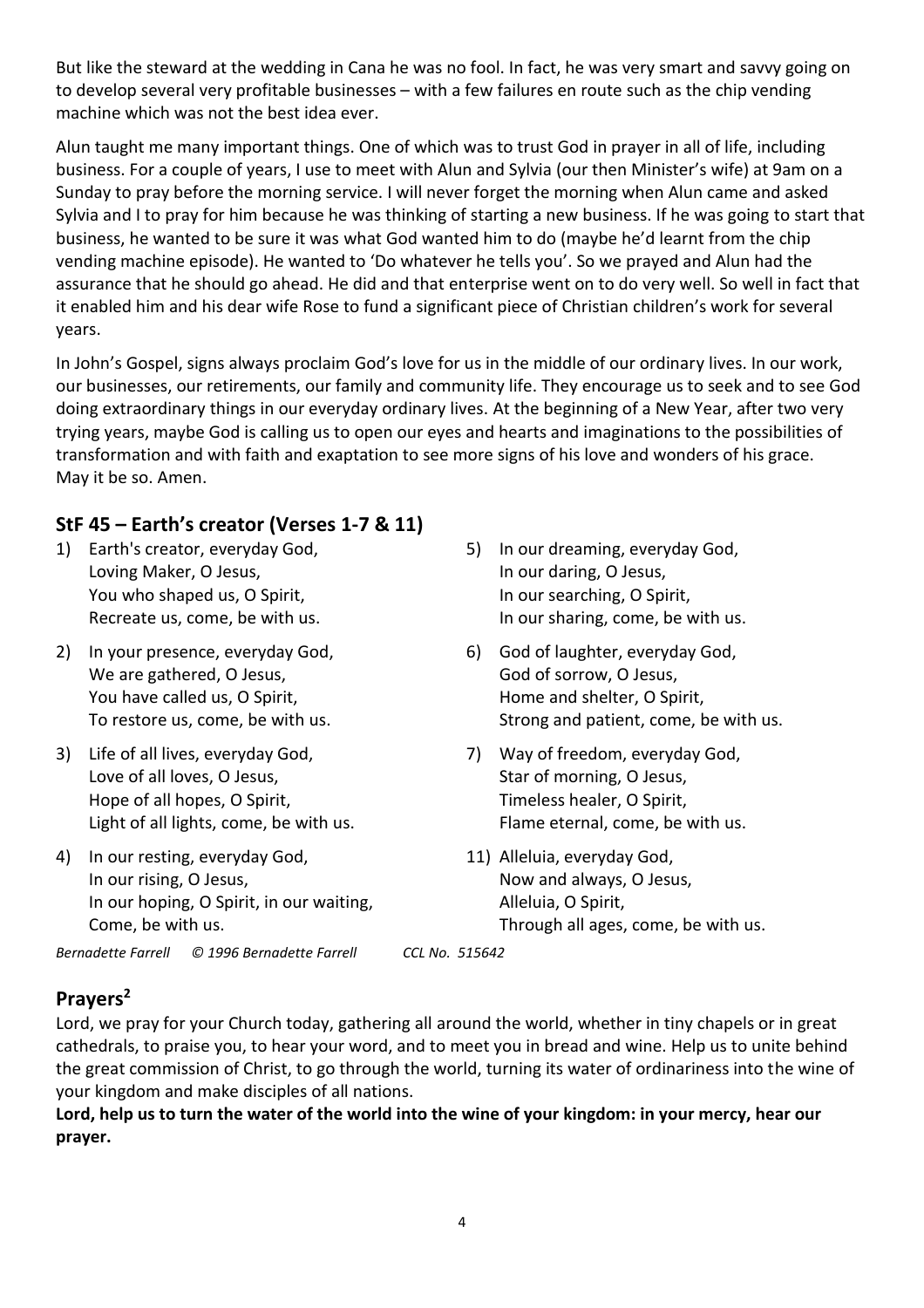But like the steward at the wedding in Cana he was no fool. In fact, he was very smart and savvy going on to develop several very profitable businesses – with a few failures en route such as the chip vending machine which was not the best idea ever.

Alun taught me many important things. One of which was to trust God in prayer in all of life, including business. For a couple of years, I use to meet with Alun and Sylvia (our then Minister's wife) at 9am on a Sunday to pray before the morning service. I will never forget the morning when Alun came and asked Sylvia and I to pray for him because he was thinking of starting a new business. If he was going to start that business, he wanted to be sure it was what God wanted him to do (maybe he'd learnt from the chip vending machine episode). He wanted to 'Do whatever he tells you'. So we prayed and Alun had the assurance that he should go ahead. He did and that enterprise went on to do very well. So well in fact that it enabled him and his dear wife Rose to fund a significant piece of Christian children's work for several years.

In John's Gospel, signs always proclaim God's love for us in the middle of our ordinary lives. In our work, our businesses, our retirements, our family and community life. They encourage us to seek and to see God doing extraordinary things in our everyday ordinary lives. At the beginning of a New Year, after two very trying years, maybe God is calling us to open our eyes and hearts and imaginations to the possibilities of transformation and with faith and exaptation to see more signs of his love and wonders of his grace. May it be so. Amen.

## StF 45 – Earth's creator (Verses 1-7 & 11)

1) Earth's creator, everyday God,
Loving Maker, O Jesus,
You who shaped us, O Spirit,
Recreate us, come, be with us.

2) In your presence, everyday God,
We are gathered, O Jesus,
You have called us, O Spirit,
To restore us, come, be with us.

3) Life of all lives, everyday God,
Love of all loves, O Jesus,
Hope of all hopes, O Spirit,
Light of all lights, come, be with us.

4) In our resting, everyday God,
In our rising, O Jesus,
In our hoping, O Spirit, in our waiting,
Come, be with us.

5) In our dreaming, everyday God,
In our daring, O Jesus,
In our searching, O Spirit,
In our sharing, come, be with us.

6) God of laughter, everyday God,
God of sorrow, O Jesus,
Home and shelter, O Spirit,
Strong and patient, come, be with us.

7) Way of freedom, everyday God,
Star of morning, O Jesus,
Timeless healer, O Spirit,
Flame eternal, come, be with us.

11) Alleluia, everyday God,
Now and always, O Jesus,
Alleluia, O Spirit,
Through all ages, come, be with us.

*Bernadette Farrell © 1996 Bernadette Farrell CCL No. 515642*

## Prayers[2]

Lord, we pray for your Church today, gathering all around the world, whether in tiny chapels or in great cathedrals, to praise you, to hear your word, and to meet you in bread and wine. Help us to unite behind the great commission of Christ, to go through the world, turning its water of ordinariness into the wine of your kingdom and make disciples of all nations.

**Lord, help us to turn the water of the world into the wine of your kingdom: in your mercy, hear our prayer.**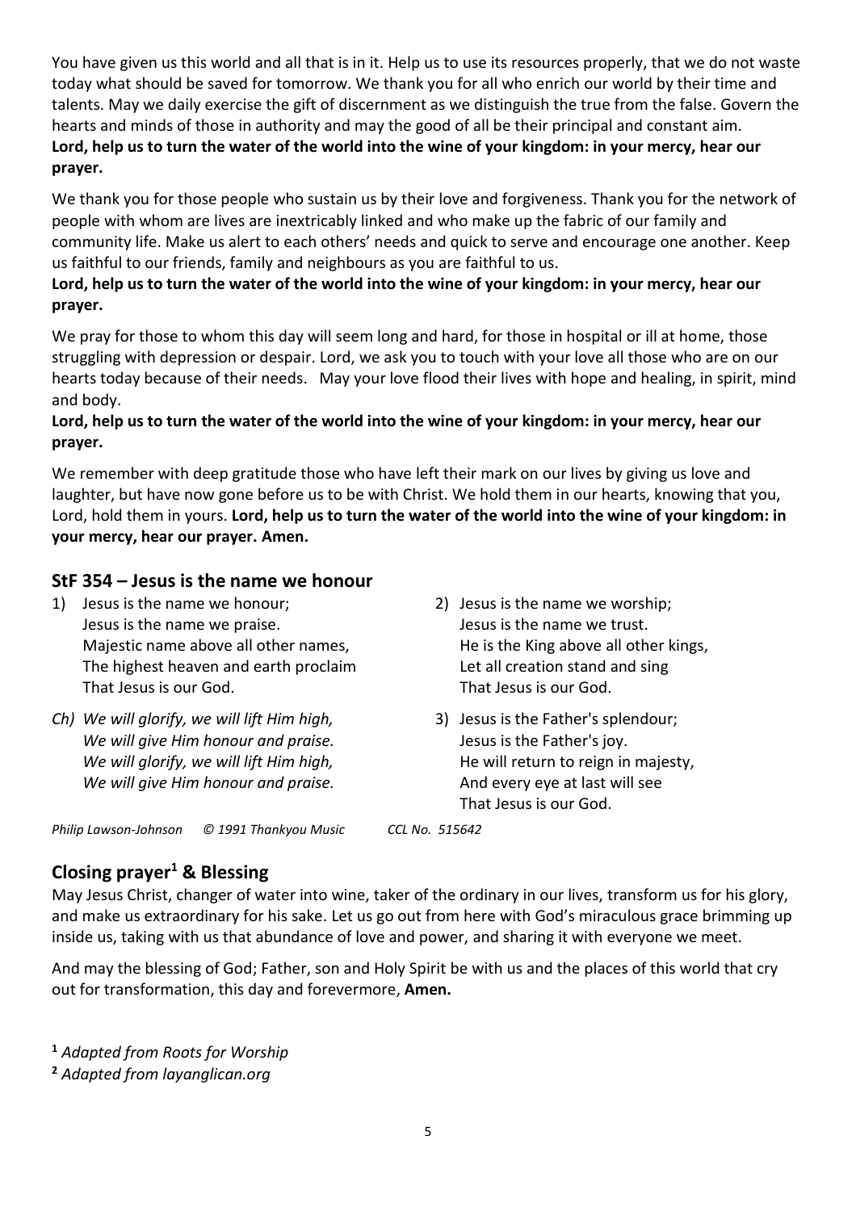You have given us this world and all that is in it. Help us to use its resources properly, that we do not waste today what should be saved for tomorrow. We thank you for all who enrich our world by their time and talents. May we daily exercise the gift of discernment as we distinguish the true from the false. Govern the hearts and minds of those in authority and may the good of all be their principal and constant aim.
**Lord, help us to turn the water of the world into the wine of your kingdom: in your mercy, hear our prayer.**

We thank you for those people who sustain us by their love and forgiveness. Thank you for the network of people with whom are lives are inextricably linked and who make up the fabric of our family and community life. Make us alert to each others' needs and quick to serve and encourage one another. Keep us faithful to our friends, family and neighbours as you are faithful to us.
**Lord, help us to turn the water of the world into the wine of your kingdom: in your mercy, hear our prayer.**

We pray for those to whom this day will seem long and hard, for those in hospital or ill at home, those struggling with depression or despair. Lord, we ask you to touch with your love all those who are on our hearts today because of their needs. May your love flood their lives with hope and healing, in spirit, mind and body.
**Lord, help us to turn the water of the world into the wine of your kingdom: in your mercy, hear our prayer.**

We remember with deep gratitude those who have left their mark on our lives by giving us love and laughter, but have now gone before us to be with Christ. We hold them in our hearts, knowing that you, Lord, hold them in yours. **Lord, help us to turn the water of the world into the wine of your kingdom: in your mercy, hear our prayer. Amen.**

## StF 354 – Jesus is the name we honour

1) Jesus is the name we honour;
Jesus is the name we praise.
Majestic name above all other names,
The highest heaven and earth proclaim
That Jesus is our God.

*Ch) We will glorify, we will lift Him high,*
*We will give Him honour and praise.*
*We will glorify, we will lift Him high,*
*We will give Him honour and praise.*

2) Jesus is the name we worship;
Jesus is the name we trust.
He is the King above all other kings,
Let all creation stand and sing
That Jesus is our God.

3) Jesus is the Father's splendour;
Jesus is the Father's joy.
He will return to reign in majesty,
And every eye at last will see
That Jesus is our God.

*Philip Lawson-Johnson © 1991 Thankyou Music* *CCL No. 515642*

## Closing prayer[1] & Blessing

May Jesus Christ, changer of water into wine, taker of the ordinary in our lives, transform us for his glory, and make us extraordinary for his sake. Let us go out from here with God's miraculous grace brimming up inside us, taking with us that abundance of love and power, and sharing it with everyone we meet.

And may the blessing of God; Father, son and Holy Spirit be with us and the places of this world that cry out for transformation, this day and forevermore, **Amen.**

[1] *Adapted from Roots for Worship*
[2] *Adapted from layanglican.org*